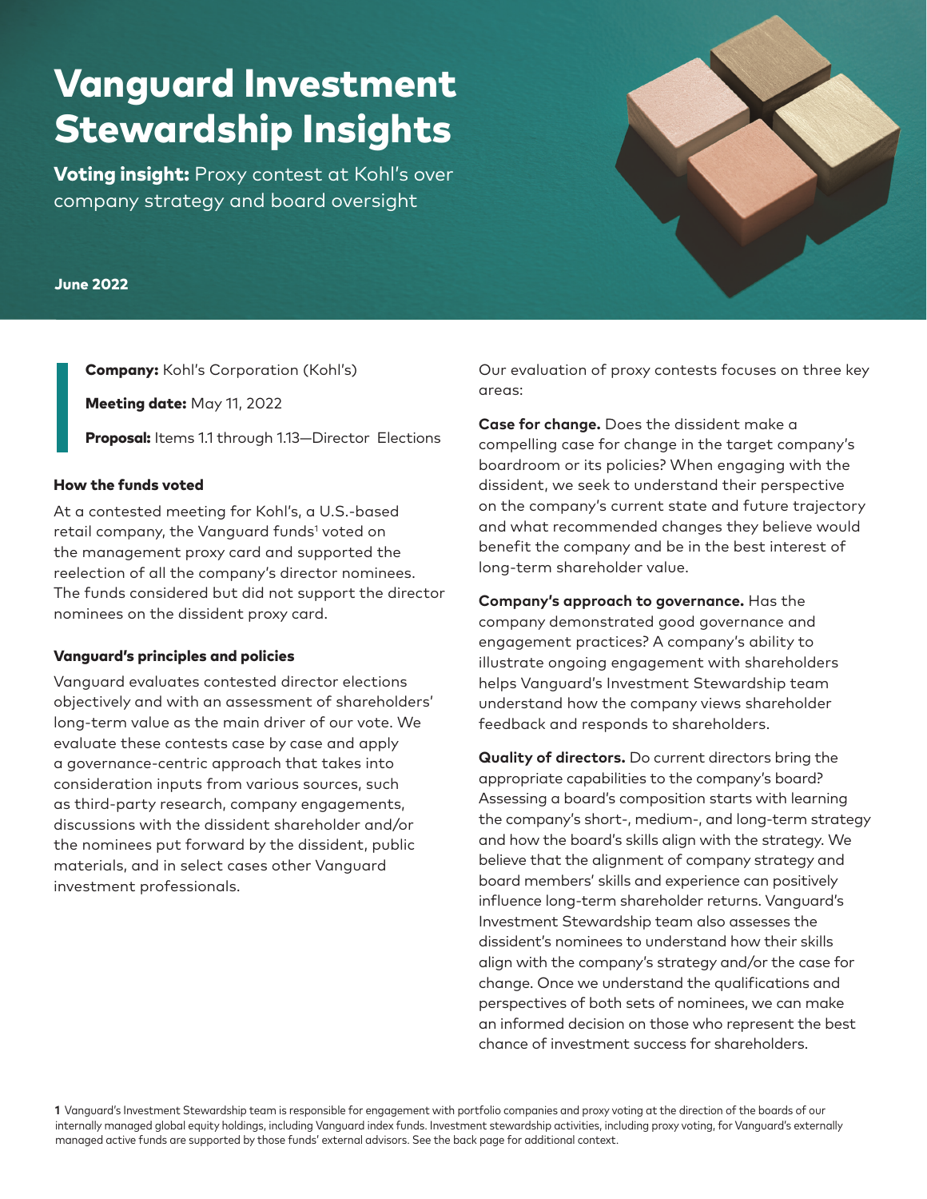# Vanguard Investment Stewardship Insights

**Voting insight:** Proxy contest at Kohl's over company strategy and board oversight

**June 2022**

**Company:** Kohl's Corporation (Kohl's)

**Meeting date:** May 11, 2022

**Proposal:** Items 1.1 through 1.13—Director Elections

### How the funds voted

At a contested meeting for Kohl's, a U.S.-based retail company, the Vanguard funds[1] voted on the management proxy card and supported the reelection of all the company's director nominees. The funds considered but did not support the director nominees on the dissident proxy card.

### Vanguard's principles and policies

Vanguard evaluates contested director elections objectively and with an assessment of shareholders' long-term value as the main driver of our vote. We evaluate these contests case by case and apply a governance-centric approach that takes into consideration inputs from various sources, such as third-party research, company engagements, discussions with the dissident shareholder and/or the nominees put forward by the dissident, public materials, and in select cases other Vanguard investment professionals.

Our evaluation of proxy contests focuses on three key areas:

**Case for change.** Does the dissident make a compelling case for change in the target company's boardroom or its policies? When engaging with the dissident, we seek to understand their perspective on the company's current state and future trajectory and what recommended changes they believe would benefit the company and be in the best interest of long-term shareholder value.

**Company's approach to governance.** Has the company demonstrated good governance and engagement practices? A company's ability to illustrate ongoing engagement with shareholders helps Vanguard's Investment Stewardship team understand how the company views shareholder feedback and responds to shareholders.

**Quality of directors.** Do current directors bring the appropriate capabilities to the company's board? Assessing a board's composition starts with learning the company's short-, medium-, and long-term strategy and how the board's skills align with the strategy. We believe that the alignment of company strategy and board members' skills and experience can positively influence long-term shareholder returns. Vanguard's Investment Stewardship team also assesses the dissident's nominees to understand how their skills align with the company's strategy and/or the case for change. Once we understand the qualifications and perspectives of both sets of nominees, we can make an informed decision on those who represent the best chance of investment success for shareholders.

1 Vanguard's Investment Stewardship team is responsible for engagement with portfolio companies and proxy voting at the direction of the boards of our internally managed global equity holdings, including Vanguard index funds. Investment stewardship activities, including proxy voting, for Vanguard's externally managed active funds are supported by those funds' external advisors. See the back page for additional context.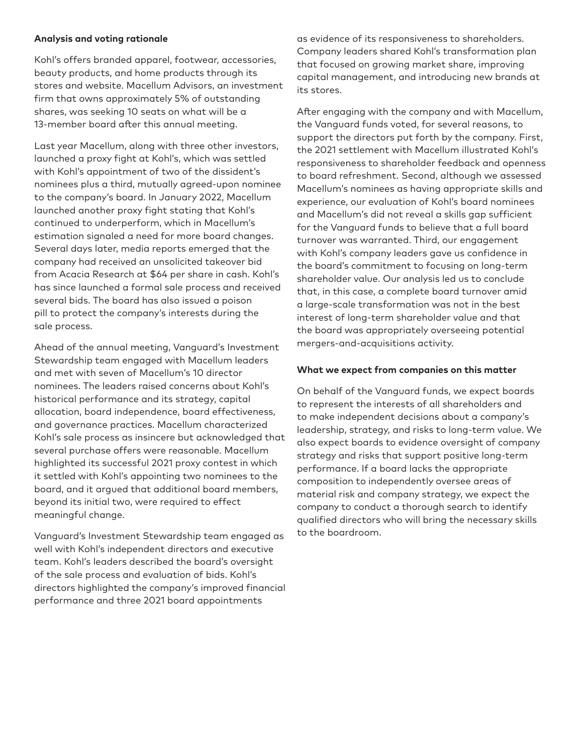**Analysis and voting rationale**

Kohl's offers branded apparel, footwear, accessories, beauty products, and home products through its stores and website. Macellum Advisors, an investment firm that owns approximately 5% of outstanding shares, was seeking 10 seats on what will be a 13-member board after this annual meeting.

Last year Macellum, along with three other investors, launched a proxy fight at Kohl's, which was settled with Kohl's appointment of two of the dissident's nominees plus a third, mutually agreed-upon nominee to the company's board. In January 2022, Macellum launched another proxy fight stating that Kohl's continued to underperform, which in Macellum's estimation signaled a need for more board changes. Several days later, media reports emerged that the company had received an unsolicited takeover bid from Acacia Research at $64 per share in cash. Kohl's has since launched a formal sale process and received several bids. The board has also issued a poison pill to protect the company's interests during the sale process.

Ahead of the annual meeting, Vanguard's Investment Stewardship team engaged with Macellum leaders and met with seven of Macellum's 10 director nominees. The leaders raised concerns about Kohl's historical performance and its strategy, capital allocation, board independence, board effectiveness, and governance practices. Macellum characterized Kohl's sale process as insincere but acknowledged that several purchase offers were reasonable. Macellum highlighted its successful 2021 proxy contest in which it settled with Kohl's appointing two nominees to the board, and it argued that additional board members, beyond its initial two, were required to effect meaningful change.

Vanguard's Investment Stewardship team engaged as well with Kohl's independent directors and executive team. Kohl's leaders described the board's oversight of the sale process and evaluation of bids. Kohl's directors highlighted the company's improved financial performance and three 2021 board appointments as evidence of its responsiveness to shareholders. Company leaders shared Kohl's transformation plan that focused on growing market share, improving capital management, and introducing new brands at its stores.

After engaging with the company and with Macellum, the Vanguard funds voted, for several reasons, to support the directors put forth by the company. First, the 2021 settlement with Macellum illustrated Kohl's responsiveness to shareholder feedback and openness to board refreshment. Second, although we assessed Macellum's nominees as having appropriate skills and experience, our evaluation of Kohl's board nominees and Macellum's did not reveal a skills gap sufficient for the Vanguard funds to believe that a full board turnover was warranted. Third, our engagement with Kohl's company leaders gave us confidence in the board's commitment to focusing on long-term shareholder value. Our analysis led us to conclude that, in this case, a complete board turnover amid a large-scale transformation was not in the best interest of long-term shareholder value and that the board was appropriately overseeing potential mergers-and-acquisitions activity.

**What we expect from companies on this matter**

On behalf of the Vanguard funds, we expect boards to represent the interests of all shareholders and to make independent decisions about a company's leadership, strategy, and risks to long-term value. We also expect boards to evidence oversight of company strategy and risks that support positive long-term performance. If a board lacks the appropriate composition to independently oversee areas of material risk and company strategy, we expect the company to conduct a thorough search to identify qualified directors who will bring the necessary skills to the boardroom.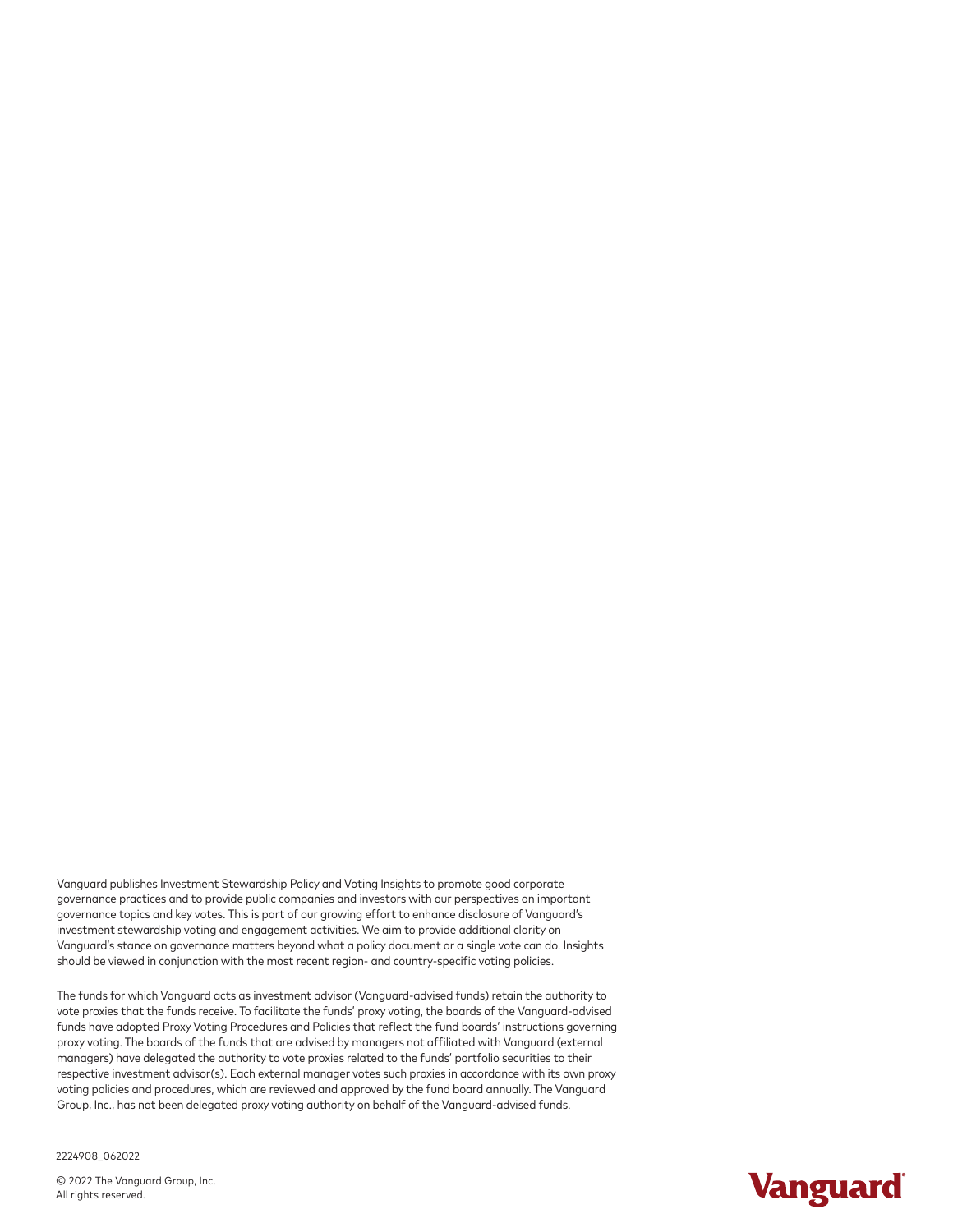Vanguard publishes Investment Stewardship Policy and Voting Insights to promote good corporate governance practices and to provide public companies and investors with our perspectives on important governance topics and key votes. This is part of our growing effort to enhance disclosure of Vanguard's investment stewardship voting and engagement activities. We aim to provide additional clarity on Vanguard's stance on governance matters beyond what a policy document or a single vote can do. Insights should be viewed in conjunction with the most recent region- and country-specific voting policies.

The funds for which Vanguard acts as investment advisor (Vanguard-advised funds) retain the authority to vote proxies that the funds receive. To facilitate the funds' proxy voting, the boards of the Vanguard-advised funds have adopted Proxy Voting Procedures and Policies that reflect the fund boards' instructions governing proxy voting. The boards of the funds that are advised by managers not affiliated with Vanguard (external managers) have delegated the authority to vote proxies related to the funds' portfolio securities to their respective investment advisor(s). Each external manager votes such proxies in accordance with its own proxy voting policies and procedures, which are reviewed and approved by the fund board annually. The Vanguard Group, Inc., has not been delegated proxy voting authority on behalf of the Vanguard-advised funds.

2224908_062022

© 2022 The Vanguard Group, Inc.
All rights reserved.

Vanguard®